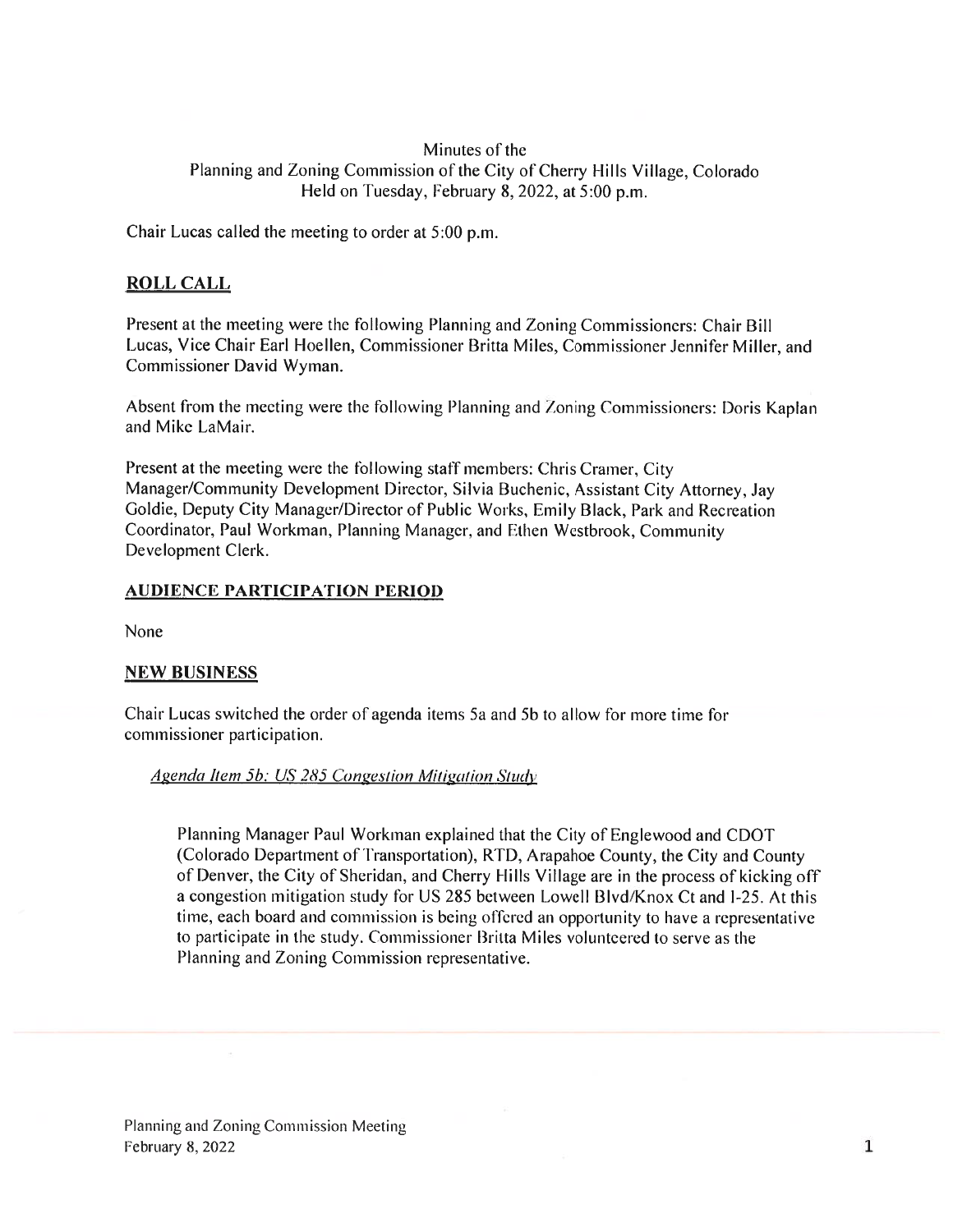Minutes of the
Planning and Zoning Commission of the City of Cherry Hills Village, Colorado
Held on Tuesday, February 8, 2022, at 5:00 p.m.

Chair Lucas called the meeting to order at 5:00 p.m.

## ROLL CALL

Present at the meeting were the following Planning and Zoning Commissioners: Chair Bill Lucas, Vice Chair Earl Hoellen, Commissioner Britta Miles, Commissioner Jennifer Miller, and Commissioner David Wyman.

Absent from the meeting were the following Planning and Zoning Commissioners: Doris Kaplan and Mike LaMair.

Present at the meeting were the following staff members: Chris Cramer, City Manager/Community Development Director, Silvia Buchenic, Assistant City Attorney, Jay Goldie, Deputy City Manager/Director of Public Works, Emily Black, Park and Recreation Coordinator, Paul Workman, Planning Manager, and Ethen Westbrook, Community Development Clerk.

## AUDIENCE PARTICIPATION PERIOD

None

## NEW BUSINESS

Chair Lucas switched the order of agenda items 5a and 5b to allow for more time for commissioner participation.

*Agenda Item 5b: US 285 Congestion Mitigation Study*

Planning Manager Paul Workman explained that the City of Englewood and CDOT (Colorado Department of Transportation), RTD, Arapahoe County, the City and County of Denver, the City of Sheridan, and Cherry Hills Village are in the process of kicking off a congestion mitigation study for US 285 between Lowell Blvd/Knox Ct and I-25. At this time, each board and commission is being offered an opportunity to have a representative to participate in the study. Commissioner Britta Miles volunteered to serve as the Planning and Zoning Commission representative.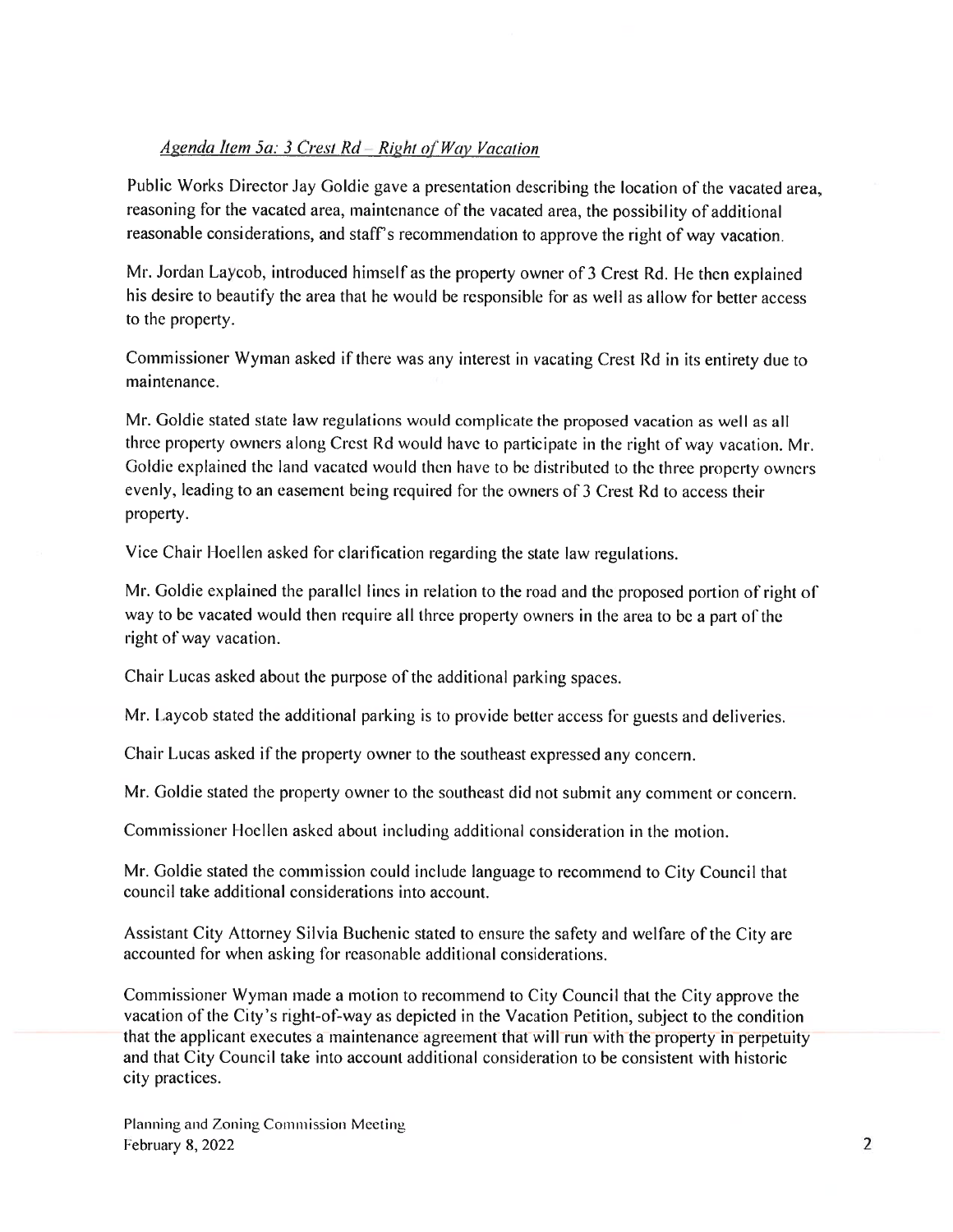*Agenda Item 5a: 3 Crest Rd – Right of Way Vacation*

Public Works Director Jay Goldie gave a presentation describing the location of the vacated area, reasoning for the vacated area, maintenance of the vacated area, the possibility of additional reasonable considerations, and staff's recommendation to approve the right of way vacation.

Mr. Jordan Laycob, introduced himself as the property owner of 3 Crest Rd. He then explained his desire to beautify the area that he would be responsible for as well as allow for better access to the property.

Commissioner Wyman asked if there was any interest in vacating Crest Rd in its entirety due to maintenance.

Mr. Goldie stated state law regulations would complicate the proposed vacation as well as all three property owners along Crest Rd would have to participate in the right of way vacation. Mr. Goldie explained the land vacated would then have to be distributed to the three property owners evenly, leading to an easement being required for the owners of 3 Crest Rd to access their property.

Vice Chair Hoellen asked for clarification regarding the state law regulations.

Mr. Goldie explained the parallel lines in relation to the road and the proposed portion of right of way to be vacated would then require all three property owners in the area to be a part of the right of way vacation.

Chair Lucas asked about the purpose of the additional parking spaces.

Mr. Laycob stated the additional parking is to provide better access for guests and deliveries.

Chair Lucas asked if the property owner to the southeast expressed any concern.

Mr. Goldie stated the property owner to the southeast did not submit any comment or concern.

Commissioner Hoellen asked about including additional consideration in the motion.

Mr. Goldie stated the commission could include language to recommend to City Council that council take additional considerations into account.

Assistant City Attorney Silvia Buchenic stated to ensure the safety and welfare of the City are accounted for when asking for reasonable additional considerations.

Commissioner Wyman made a motion to recommend to City Council that the City approve the vacation of the City's right-of-way as depicted in the Vacation Petition, subject to the condition that the applicant executes a maintenance agreement that will run with the property in perpetuity and that City Council take into account additional consideration to be consistent with historic city practices.

Planning and Zoning Commission Meeting
February 8, 2022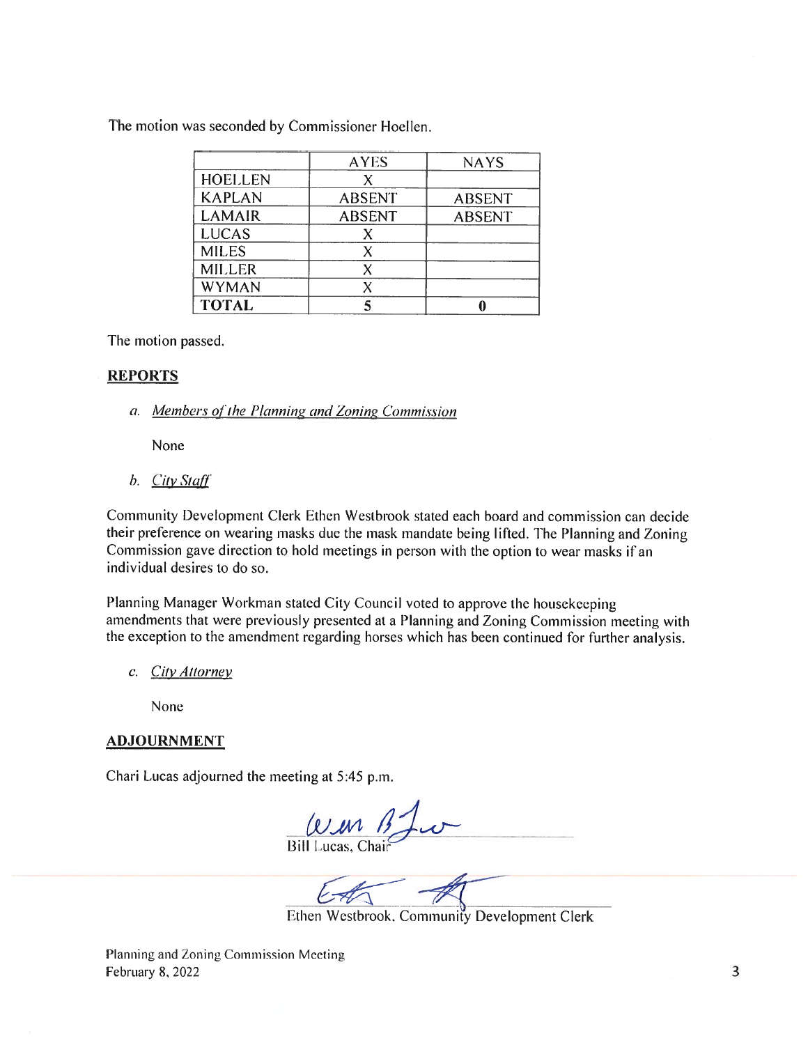The motion was seconded by Commissioner Hoellen.

| | AYES | NAYS |
|---|---|---|
| HOELLEN | X | |
| KAPLAN | ABSENT | ABSENT |
| LAMAIR | ABSENT | ABSENT |
| LUCAS | X | |
| MILES | X | |
| MILLER | X | |
| WYMAN | X | |
| **TOTAL** | **5** | **0** |

The motion passed.

## REPORTS

*a. Members of the Planning and Zoning Commission*

None

*b. City Staff*

Community Development Clerk Ethen Westbrook stated each board and commission can decide their preference on wearing masks due the mask mandate being lifted. The Planning and Zoning Commission gave direction to hold meetings in person with the option to wear masks if an individual desires to do so.

Planning Manager Workman stated City Council voted to approve the housekeeping amendments that were previously presented at a Planning and Zoning Commission meeting with the exception to the amendment regarding horses which has been continued for further analysis.

*c. City Attorney*

None

## ADJOURNMENT

Chari Lucas adjourned the meeting at 5:45 p.m.

Bill Lucas, Chair

Ethen Westbrook, Community Development Clerk

Planning and Zoning Commission Meeting
February 8, 2022